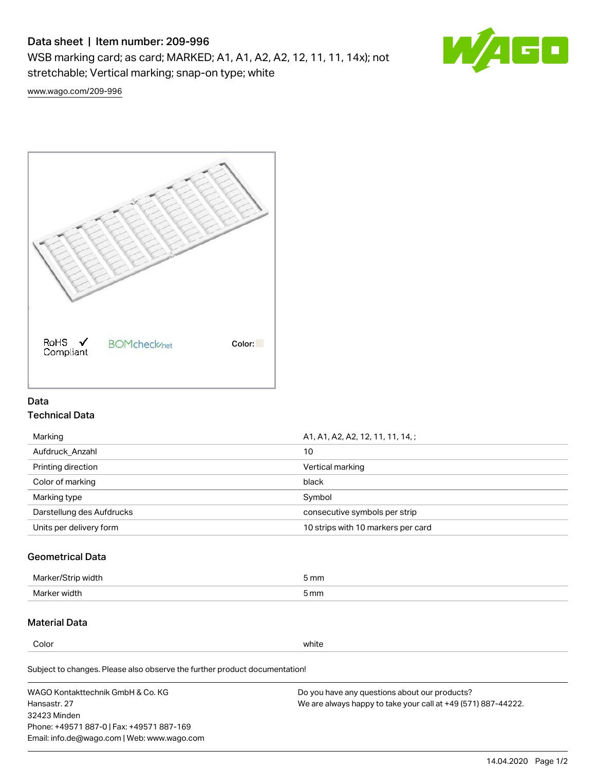# Data sheet | Item number: 209-996

WSB marking card; as card; MARKED; A1, A1, A2, A2, 12, 11, 11, 14x); not stretchable; Vertical marking; snap-on type; white

www.wago.com/209-996

RoHS ✓ Compliant    BOMcheck.net    Color:

## Data

### Technical Data

| | |
|---|---|
| Marking | A1, A1, A2, A2, 12, 11, 11, 14, ; |
| Aufdruck_Anzahl | 10 |
| Printing direction | Vertical marking |
| Color of marking | black |
| Marking type | Symbol |
| Darstellung des Aufdrucks | consecutive symbols per strip |
| Units per delivery form | 10 strips with 10 markers per card |

### Geometrical Data

| | |
|---|---|
| Marker/Strip width | 5 mm |
| Marker width | 5 mm |

### Material Data

| | |
|---|---|
| Color | white |

Subject to changes. Please also observe the further product documentation!

WAGO Kontakttechnik GmbH & Co. KG
Hansastr. 27
32423 Minden
Phone: +49571 887-0 | Fax: +49571 887-169
Email: info.de@wago.com | Web: www.wago.com

Do you have any questions about our products?
We are always happy to take your call at +49 (571) 887-44222.

14.04.2020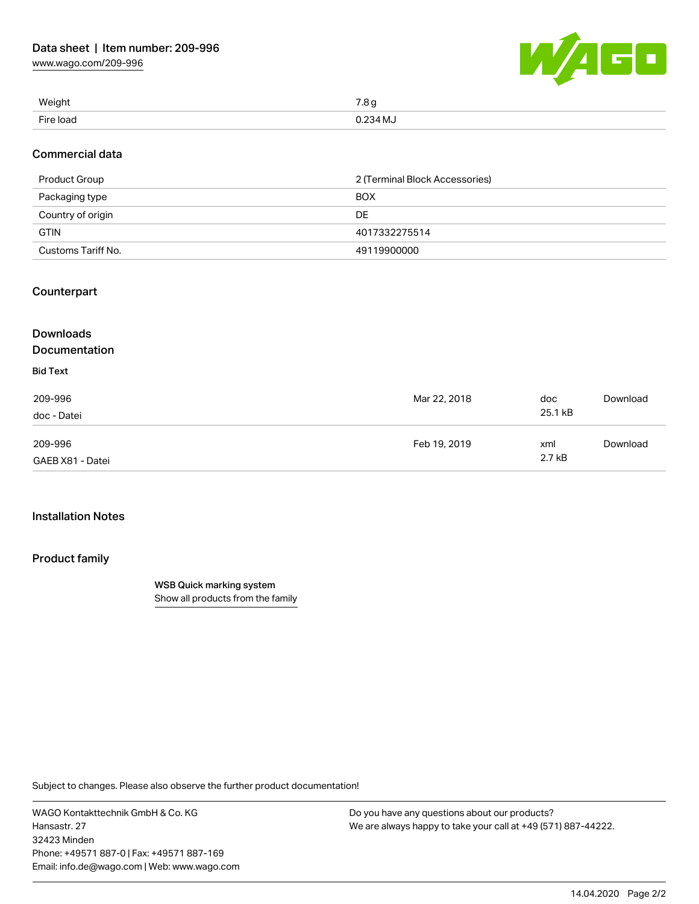| | |
|---|---|
| Weight | 7.8 g |
| Fire load | 0.234 MJ |

## Commercial data

| | |
|---|---|
| Product Group | 2 (Terminal Block Accessories) |
| Packaging type | BOX |
| Country of origin | DE |
| GTIN | 4017332275514 |
| Customs Tariff No. | 49119900000 |

## Counterpart

## Downloads
## Documentation

### Bid Text

| | | | |
|---|---|---|---|
| 209-996<br>doc - Datei | Mar 22, 2018 | doc<br>25.1 kB | Download |
| 209-996<br>GAEB X81 - Datei | Feb 19, 2019 | xml<br>2.7 kB | Download |

## Installation Notes

## Product family

**WSB Quick marking system**
Show all products from the family

Subject to changes. Please also observe the further product documentation!

WAGO Kontakttechnik GmbH & Co. KG
Hansastr. 27
32423 Minden
Phone: +49571 887-0 | Fax: +49571 887-169
Email: info.de@wago.com | Web: www.wago.com

Do you have any questions about our products?
We are always happy to take your call at +49 (571) 887-44222.

14.04.2020